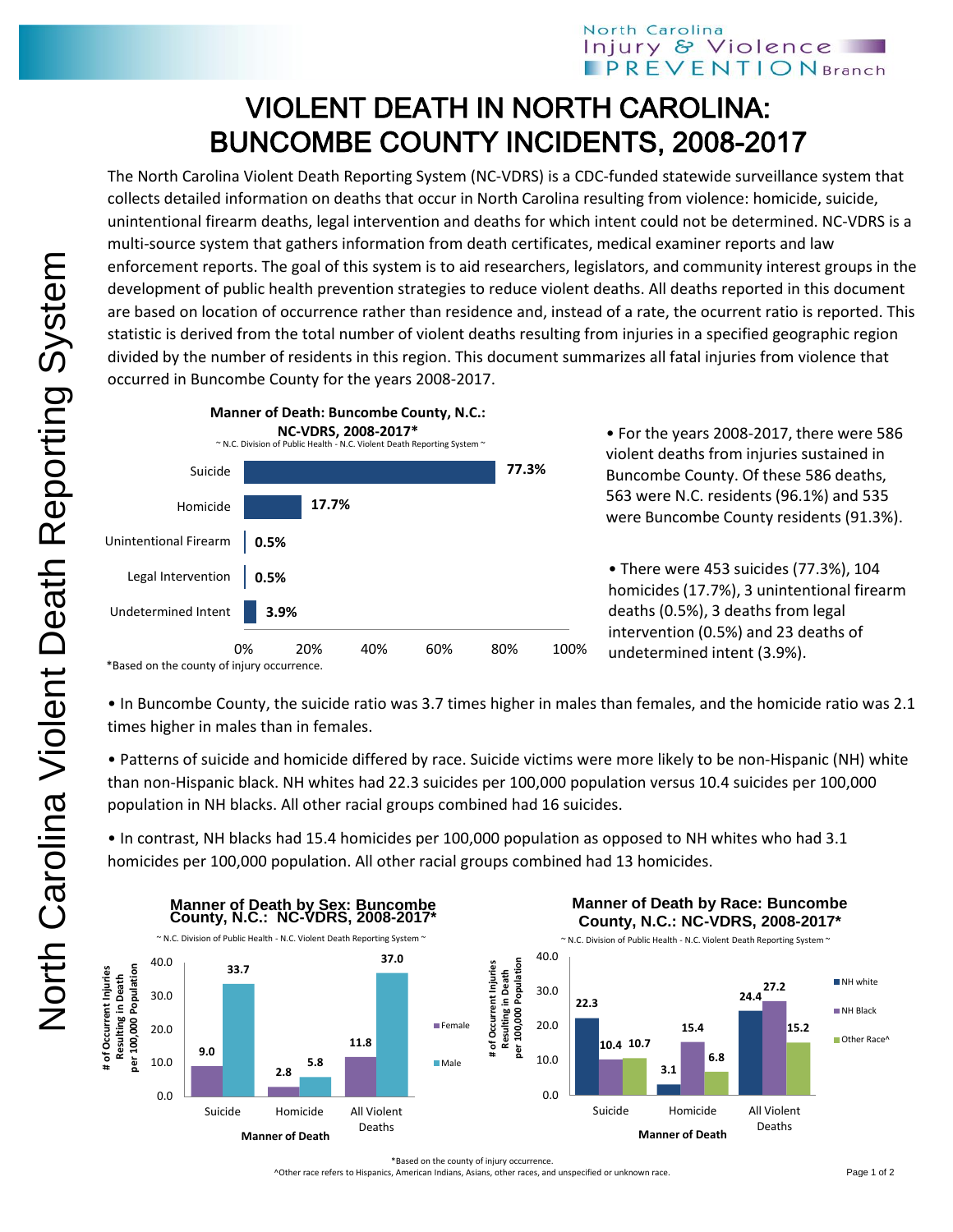# VIOLENT DEATH IN NORTH CAROLINA: BUNCOMBE COUNTY INCIDENTS, 2008-2017

The North Carolina Violent Death Reporting System (NC-VDRS) is a CDC-funded statewide surveillance system that collects detailed information on deaths that occur in North Carolina resulting from violence: homicide, suicide, unintentional firearm deaths, legal intervention and deaths for which intent could not be determined. NC-VDRS is a multi-source system that gathers information from death certificates, medical examiner reports and law enforcement reports. The goal of this system is to aid researchers, legislators, and community interest groups in the development of public health prevention strategies to reduce violent deaths. All deaths reported in this document are based on location of occurrence rather than residence and, instead of a rate, the ocurrent ratio is reported. This statistic is derived from the total number of violent deaths resulting from injuries in a specified geographic region divided by the number of residents in this region. This document summarizes all fatal injuries from violence that occurred in Buncombe County for the years 2008-2017.

**Manner of Death: Buncombe County, N.C.: NC-VDRS, 2008-2017***

~ N.C. Division of Public Health - N.C. Violent Death Reporting System ~

| Manner of Death | Percent |
|---|---|
| Suicide | 77.3% |
| Homicide | 17.7% |
| Unintentional Firearm | 0.5% |
| Legal Intervention | 0.5% |
| Undetermined Intent | 3.9% |

*Based on the county of injury occurrence.

- For the years 2008-2017, there were 586 violent deaths from injuries sustained in Buncombe County. Of these 586 deaths, 563 were N.C. residents (96.1%) and 535 were Buncombe County residents (91.3%).
- There were 453 suicides (77.3%), 104 homicides (17.7%), 3 unintentional firearm deaths (0.5%), 3 deaths from legal intervention (0.5%) and 23 deaths of undetermined intent (3.9%).
- In Buncombe County, the suicide ratio was 3.7 times higher in males than females, and the homicide ratio was 2.1 times higher in males than in females.
- Patterns of suicide and homicide differed by race. Suicide victims were more likely to be non-Hispanic (NH) white than non-Hispanic black. NH whites had 22.3 suicides per 100,000 population versus 10.4 suicides per 100,000 population in NH blacks. All other racial groups combined had 16 suicides.
- In contrast, NH blacks had 15.4 homicides per 100,000 population as opposed to NH whites who had 3.1 homicides per 100,000 population. All other racial groups combined had 13 homicides.

**Manner of Death by Sex: Buncombe County, N.C.: NC-VDRS, 2008-2017***

~ N.C. Division of Public Health - N.C. Violent Death Reporting System ~

# of Occurrent Injuries Resulting in Death per 100,000 Population

| Manner of Death | Female | Male |
|---|---|---|
| Suicide | 9.0 | 33.7 |
| Homicide | 2.8 | 5.8 |
| All Violent Deaths | 11.8 | 37.0 |

**Manner of Death by Race: Buncombe County, N.C.: NC-VDRS, 2008-2017***

~ N.C. Division of Public Health - N.C. Violent Death Reporting System ~

# of Occurrent Injuries Resulting in Death per 100,000 Population

| Manner of Death | NH white | NH Black | Other Race^ |
|---|---|---|---|
| Suicide | 22.3 | 10.4 | 10.7 |
| Homicide | 3.1 | 15.4 | 6.8 |
| All Violent Deaths | 24.4 | 27.2 | 15.2 |

*Based on the county of injury occurrence.

^Other race refers to Hispanics, American Indians, Asians, other races, and unspecified or unknown race.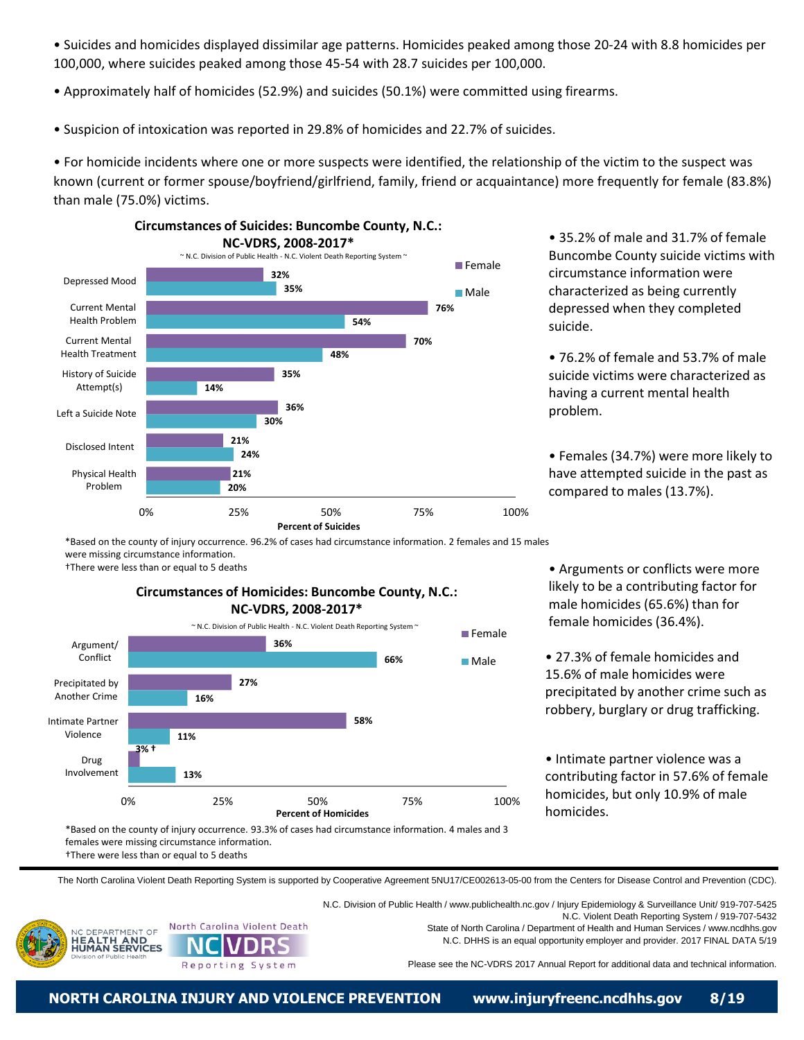- Suicides and homicides displayed dissimilar age patterns. Homicides peaked among those 20-24 with 8.8 homicides per 100,000, where suicides peaked among those 45-54 with 28.7 suicides per 100,000.

- Approximately half of homicides (52.9%) and suicides (50.1%) were committed using firearms.

- Suspicion of intoxication was reported in 29.8% of homicides and 22.7% of suicides.

- For homicide incidents where one or more suspects were identified, the relationship of the victim to the suspect was known (current or former spouse/boyfriend/girlfriend, family, friend or acquaintance) more frequently for female (83.8%) than male (75.0%) victims.

**Circumstances of Suicides: Buncombe County, N.C.: NC-VDRS, 2008-2017***

~ N.C. Division of Public Health - N.C. Violent Death Reporting System ~

Female
Male

Depressed Mood: 32%, 35%
Current Mental Health Problem: 76%, 54%
Current Mental Health Treatment: 70%, 48%
History of Suicide Attempt(s): 35%, 14%
Left a Suicide Note: 36%, 30%
Disclosed Intent: 21%, 24%
Physical Health Problem: 21%, 20%

0% 25% 50% 75% 100%
Percent of Suicides

*Based on the county of injury occurrence. 96.2% of cases had circumstance information. 2 females and 15 males were missing circumstance information.
†There were less than or equal to 5 deaths

- 35.2% of male and 31.7% of female Buncombe County suicide victims with circumstance information were characterized as being currently depressed when they completed suicide.

- 76.2% of female and 53.7% of male suicide victims were characterized as having a current mental health problem.

- Females (34.7%) were more likely to have attempted suicide in the past as compared to males (13.7%).

**Circumstances of Homicides: Buncombe County, N.C.: NC-VDRS, 2008-2017***

~ N.C. Division of Public Health - N.C. Violent Death Reporting System ~

Female
Male

Argument/ Conflict: 36%, 66%
Precipitated by Another Crime: 27%, 16%
Intimate Partner Violence: 58%, 11%
Drug Involvement: 3% †, 13%

0% 25% 50% 75% 100%
Percent of Homicides

*Based on the county of injury occurrence. 93.3% of cases had circumstance information. 4 males and 3 females were missing circumstance information.
†There were less than or equal to 5 deaths

- Arguments or conflicts were more likely to be a contributing factor for male homicides (65.6%) than for female homicides (36.4%).

- 27.3% of female homicides and 15.6% of male homicides were precipitated by another crime such as robbery, burglary or drug trafficking.

- Intimate partner violence was a contributing factor in 57.6% of female homicides, but only 10.9% of male homicides.

The North Carolina Violent Death Reporting System is supported by Cooperative Agreement 5NU17/CE002613-05-00 from the Centers for Disease Control and Prevention (CDC).

N.C. Division of Public Health / www.publichealth.nc.gov / Injury Epidemiology & Surveillance Unit/ 919-707-5425
N.C. Violent Death Reporting System / 919-707-5432
State of North Carolina / Department of Health and Human Services / www.ncdhhs.gov
N.C. DHHS is an equal opportunity employer and provider. 2017 FINAL DATA 5/19

Please see the NC-VDRS 2017 Annual Report for additional data and technical information.

NORTH CAROLINA INJURY AND VIOLENCE PREVENTION www.injuryfreenc.ncdhhs.gov